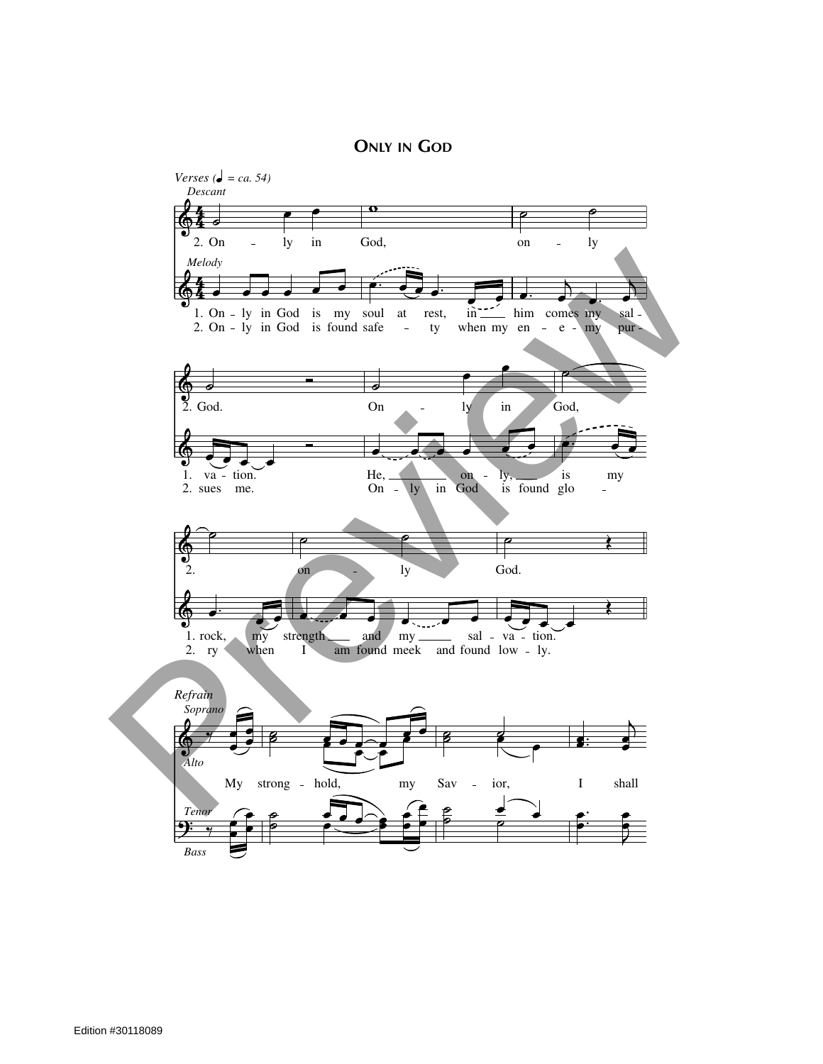# Only in God

*Verses (♩ = ca. 54)*

*Descant*

2. On - ly in God, on - ly God. On - ly in God, on - ly God.

*Melody*

1. On - ly in God is my soul at rest, in him comes my sal - va - tion. He, on - ly, is my rock, my strength and my sal - va - tion.

2. On - ly in God is found safe - ty when my en - e - my pur - sues me. On - ly in God is found glo - ry when I am found meek and found low - ly.

*Refrain*

*Soprano*

*Alto*

My strong - hold, my Sav - ior, I shall

*Tenor*

*Bass*

Edition #30118089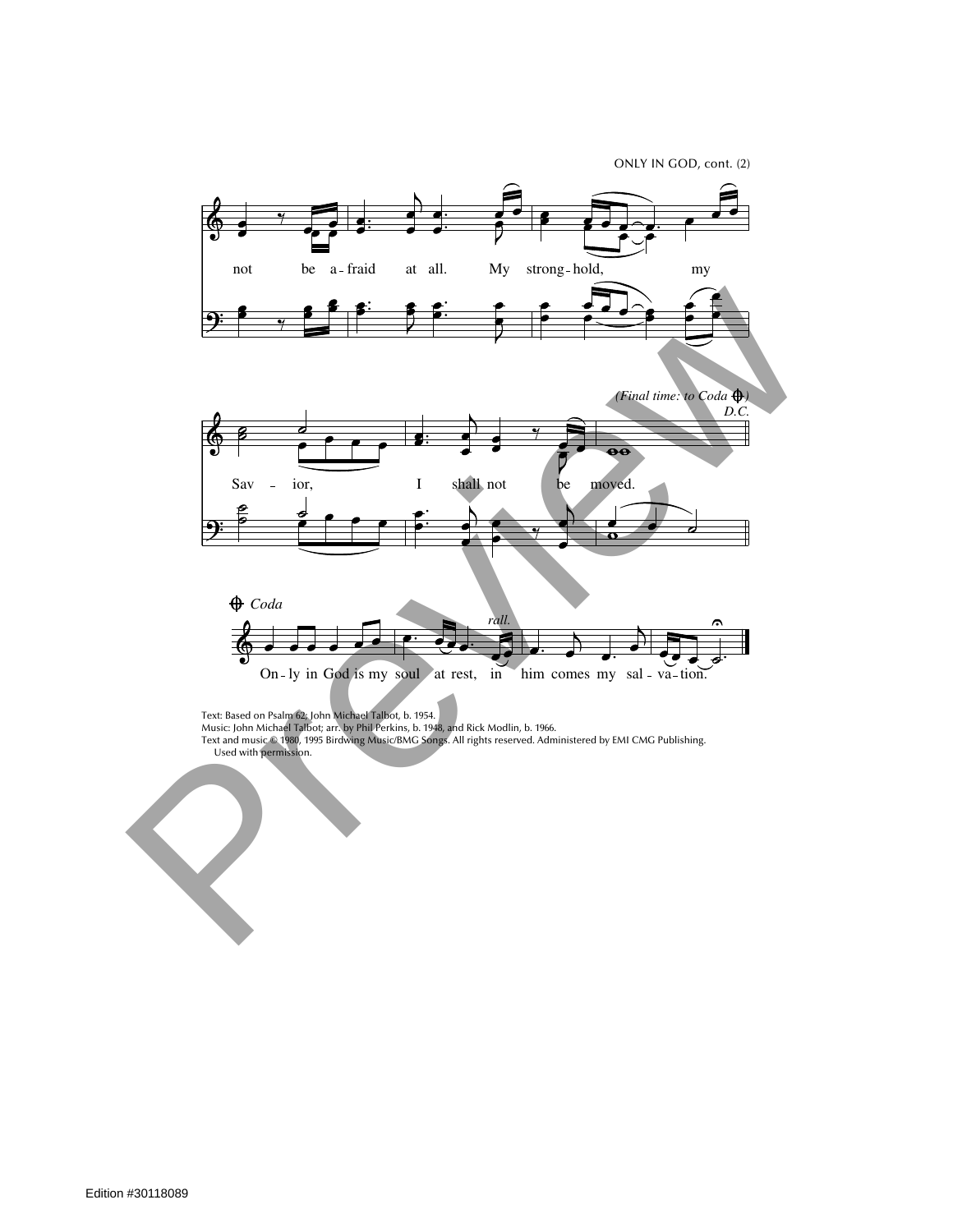Text: Based on Psalm 62; John Michael Talbot, b. 1954.
Music: John Michael Talbot; arr. by Phil Perkins, b. 1948, and Rick Modlin, b. 1966.
Text and music © 1980, 1995 Birdwing Music/BMG Songs. All rights reserved. Administered by EMI CMG Publishing.
Used with permission.

Edition #30118089